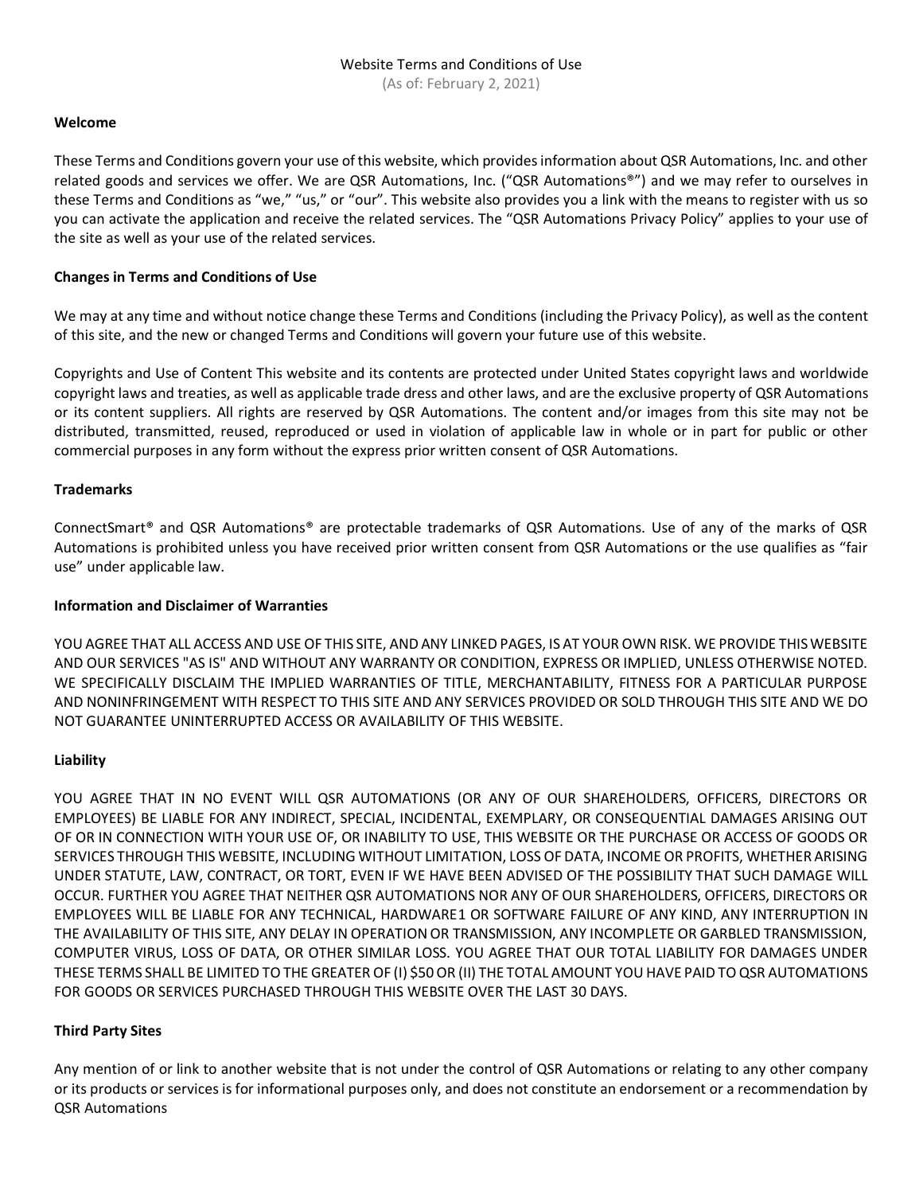Website Terms and Conditions of Use

(As of: February 2, 2021)

**Welcome**

These Terms and Conditions govern your use of this website, which provides information about QSR Automations, Inc. and other related goods and services we offer. We are QSR Automations, Inc. ("QSR Automations®") and we may refer to ourselves in these Terms and Conditions as "we," "us," or "our". This website also provides you a link with the means to register with us so you can activate the application and receive the related services. The "QSR Automations Privacy Policy" applies to your use of the site as well as your use of the related services.

**Changes in Terms and Conditions of Use**

We may at any time and without notice change these Terms and Conditions (including the Privacy Policy), as well as the content of this site, and the new or changed Terms and Conditions will govern your future use of this website.

Copyrights and Use of Content This website and its contents are protected under United States copyright laws and worldwide copyright laws and treaties, as well as applicable trade dress and other laws, and are the exclusive property of QSR Automations or its content suppliers. All rights are reserved by QSR Automations. The content and/or images from this site may not be distributed, transmitted, reused, reproduced or used in violation of applicable law in whole or in part for public or other commercial purposes in any form without the express prior written consent of QSR Automations.

**Trademarks**

ConnectSmart® and QSR Automations® are protectable trademarks of QSR Automations. Use of any of the marks of QSR Automations is prohibited unless you have received prior written consent from QSR Automations or the use qualifies as "fair use" under applicable law.

**Information and Disclaimer of Warranties**

YOU AGREE THAT ALL ACCESS AND USE OF THIS SITE, AND ANY LINKED PAGES, IS AT YOUR OWN RISK. WE PROVIDE THIS WEBSITE AND OUR SERVICES "AS IS" AND WITHOUT ANY WARRANTY OR CONDITION, EXPRESS OR IMPLIED, UNLESS OTHERWISE NOTED. WE SPECIFICALLY DISCLAIM THE IMPLIED WARRANTIES OF TITLE, MERCHANTABILITY, FITNESS FOR A PARTICULAR PURPOSE AND NONINFRINGEMENT WITH RESPECT TO THIS SITE AND ANY SERVICES PROVIDED OR SOLD THROUGH THIS SITE AND WE DO NOT GUARANTEE UNINTERRUPTED ACCESS OR AVAILABILITY OF THIS WEBSITE.

**Liability**

YOU AGREE THAT IN NO EVENT WILL QSR AUTOMATIONS (OR ANY OF OUR SHAREHOLDERS, OFFICERS, DIRECTORS OR EMPLOYEES) BE LIABLE FOR ANY INDIRECT, SPECIAL, INCIDENTAL, EXEMPLARY, OR CONSEQUENTIAL DAMAGES ARISING OUT OF OR IN CONNECTION WITH YOUR USE OF, OR INABILITY TO USE, THIS WEBSITE OR THE PURCHASE OR ACCESS OF GOODS OR SERVICES THROUGH THIS WEBSITE, INCLUDING WITHOUT LIMITATION, LOSS OF DATA, INCOME OR PROFITS, WHETHER ARISING UNDER STATUTE, LAW, CONTRACT, OR TORT, EVEN IF WE HAVE BEEN ADVISED OF THE POSSIBILITY THAT SUCH DAMAGE WILL OCCUR. FURTHER YOU AGREE THAT NEITHER QSR AUTOMATIONS NOR ANY OF OUR SHAREHOLDERS, OFFICERS, DIRECTORS OR EMPLOYEES WILL BE LIABLE FOR ANY TECHNICAL, HARDWARE1 OR SOFTWARE FAILURE OF ANY KIND, ANY INTERRUPTION IN THE AVAILABILITY OF THIS SITE, ANY DELAY IN OPERATION OR TRANSMISSION, ANY INCOMPLETE OR GARBLED TRANSMISSION, COMPUTER VIRUS, LOSS OF DATA, OR OTHER SIMILAR LOSS. YOU AGREE THAT OUR TOTAL LIABILITY FOR DAMAGES UNDER THESE TERMS SHALL BE LIMITED TO THE GREATER OF (I) $50 OR (II) THE TOTAL AMOUNT YOU HAVE PAID TO QSR AUTOMATIONS FOR GOODS OR SERVICES PURCHASED THROUGH THIS WEBSITE OVER THE LAST 30 DAYS.

**Third Party Sites**

Any mention of or link to another website that is not under the control of QSR Automations or relating to any other company or its products or services is for informational purposes only, and does not constitute an endorsement or a recommendation by QSR Automations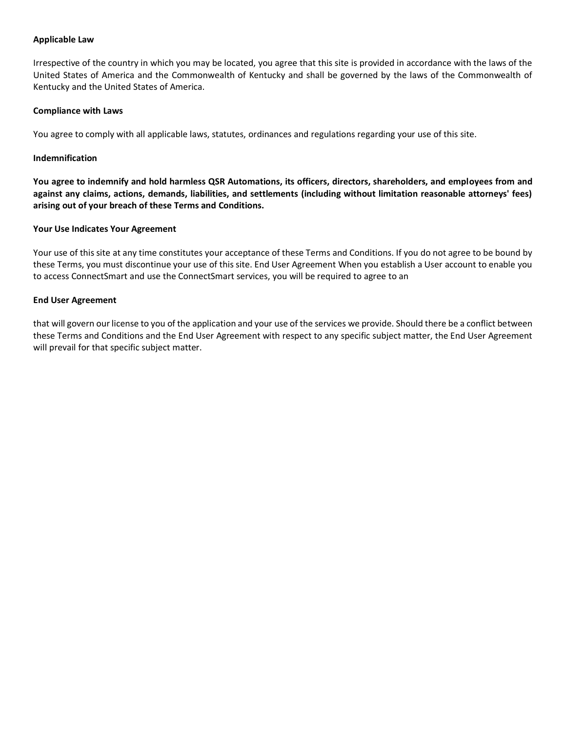**Applicable Law**

Irrespective of the country in which you may be located, you agree that this site is provided in accordance with the laws of the United States of America and the Commonwealth of Kentucky and shall be governed by the laws of the Commonwealth of Kentucky and the United States of America.

**Compliance with Laws**

You agree to comply with all applicable laws, statutes, ordinances and regulations regarding your use of this site.

**Indemnification**

**You agree to indemnify and hold harmless QSR Automations, its officers, directors, shareholders, and employees from and against any claims, actions, demands, liabilities, and settlements (including without limitation reasonable attorneys' fees) arising out of your breach of these Terms and Conditions.**

**Your Use Indicates Your Agreement**

Your use of this site at any time constitutes your acceptance of these Terms and Conditions. If you do not agree to be bound by these Terms, you must discontinue your use of this site. End User Agreement When you establish a User account to enable you to access ConnectSmart and use the ConnectSmart services, you will be required to agree to an

**End User Agreement**

that will govern our license to you of the application and your use of the services we provide. Should there be a conflict between these Terms and Conditions and the End User Agreement with respect to any specific subject matter, the End User Agreement will prevail for that specific subject matter.